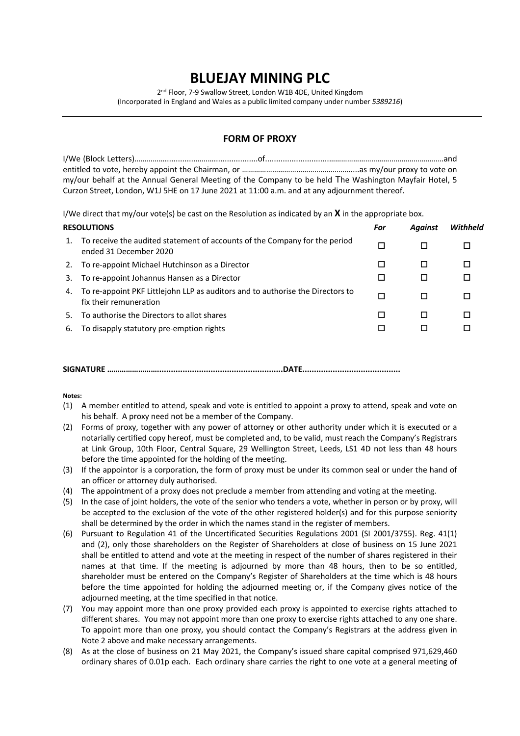# BLUEJAY MINING PLC

2nd Floor, 7-9 Swallow Street, London W1B 4DE, United Kingdom
(Incorporated in England and Wales as a public limited company under number *5389216*)

---

## FORM OF PROXY

I/We (Block Letters)………………………………………………of…………………………………………………………………………………and entitled to vote, hereby appoint the Chairman, or …………………………………………………as my/our proxy to vote on my/our behalf at the Annual General Meeting of the Company to be held The Washington Mayfair Hotel, 5 Curzon Street, London, W1J 5HE on 17 June 2021 at 11:00 a.m. and at any adjournment thereof.

I/We direct that my/our vote(s) be cast on the Resolution as indicated by an **X** in the appropriate box.

| **RESOLUTIONS** | | ***For*** | ***Against*** | ***Withheld*** |
|---|---|---|---|---|
| 1. | To receive the audited statement of accounts of the Company for the period ended 31 December 2020 | ☐ | ☐ | ☐ |
| 2. | To re-appoint Michael Hutchinson as a Director | ☐ | ☐ | ☐ |
| 3. | To re-appoint Johannus Hansen as a Director | ☐ | ☐ | ☐ |
| 4. | To re-appoint PKF Littlejohn LLP as auditors and to authorise the Directors to fix their remuneration | ☐ | ☐ | ☐ |
| 5. | To authorise the Directors to allot shares | ☐ | ☐ | ☐ |
| 6. | To disapply statutory pre-emption rights | ☐ | ☐ | ☐ |

**SIGNATURE ……………………………………………………………………DATE……………………………………**

**Notes:**

(1) A member entitled to attend, speak and vote is entitled to appoint a proxy to attend, speak and vote on his behalf. A proxy need not be a member of the Company.

(2) Forms of proxy, together with any power of attorney or other authority under which it is executed or a notarially certified copy hereof, must be completed and, to be valid, must reach the Company's Registrars at Link Group, 10th Floor, Central Square, 29 Wellington Street, Leeds, LS1 4D not less than 48 hours before the time appointed for the holding of the meeting.

(3) If the appointor is a corporation, the form of proxy must be under its common seal or under the hand of an officer or attorney duly authorised.

(4) The appointment of a proxy does not preclude a member from attending and voting at the meeting.

(5) In the case of joint holders, the vote of the senior who tenders a vote, whether in person or by proxy, will be accepted to the exclusion of the vote of the other registered holder(s) and for this purpose seniority shall be determined by the order in which the names stand in the register of members.

(6) Pursuant to Regulation 41 of the Uncertificated Securities Regulations 2001 (SI 2001/3755). Reg. 41(1) and (2), only those shareholders on the Register of Shareholders at close of business on 15 June 2021 shall be entitled to attend and vote at the meeting in respect of the number of shares registered in their names at that time. If the meeting is adjourned by more than 48 hours, then to be so entitled, shareholder must be entered on the Company's Register of Shareholders at the time which is 48 hours before the time appointed for holding the adjourned meeting or, if the Company gives notice of the adjourned meeting, at the time specified in that notice.

(7) You may appoint more than one proxy provided each proxy is appointed to exercise rights attached to different shares. You may not appoint more than one proxy to exercise rights attached to any one share. To appoint more than one proxy, you should contact the Company's Registrars at the address given in Note 2 above and make necessary arrangements.

(8) As at the close of business on 21 May 2021, the Company's issued share capital comprised 971,629,460 ordinary shares of 0.01p each. Each ordinary share carries the right to one vote at a general meeting of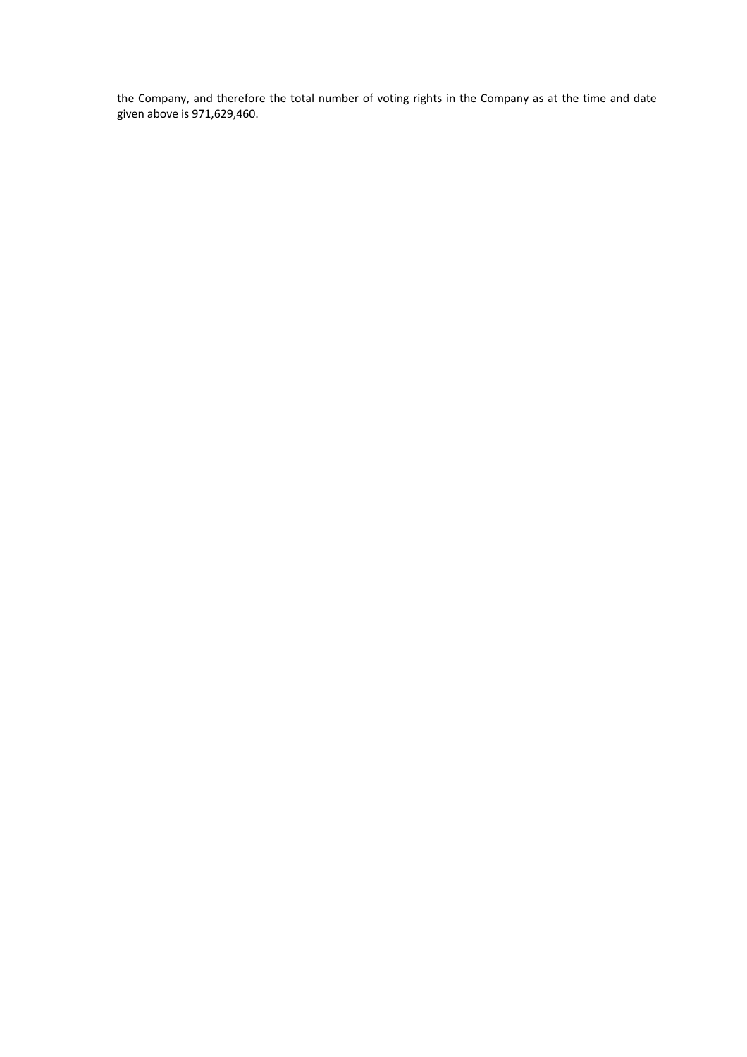the Company, and therefore the total number of voting rights in the Company as at the time and date given above is 971,629,460.